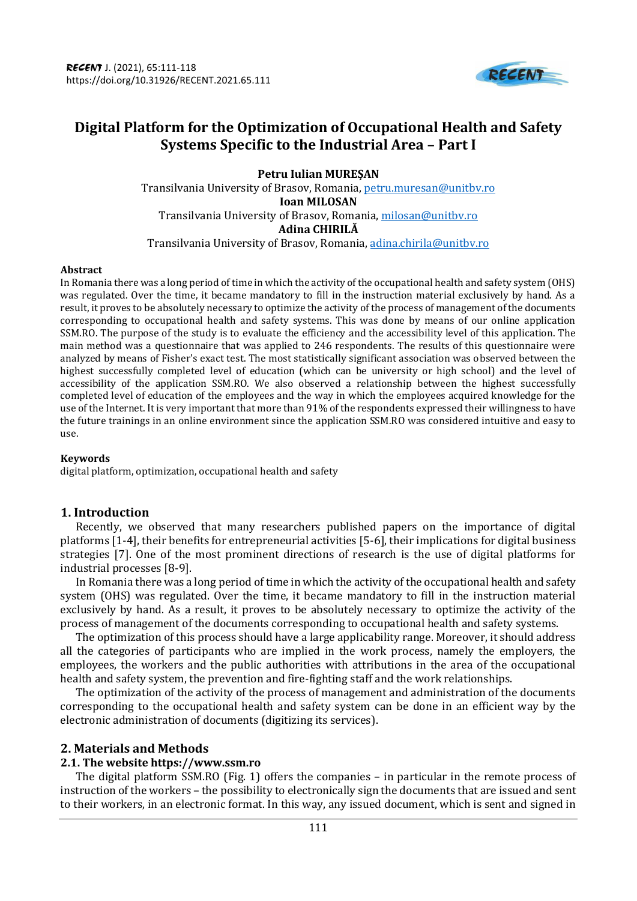# Digital Platform for the Optimization of Occupational Health and Safety Systems Specific to the Industrial Area – Part I

**Petru Iulian MUREȘAN**
Transilvania University of Brasov, Romania, petru.muresan@unitbv.ro
**Ioan MILOSAN**
Transilvania University of Brasov, Romania, milosan@unitbv.ro
**Adina CHIRILĂ**
Transilvania University of Brasov, Romania, adina.chirila@unitbv.ro

### Abstract

In Romania there was a long period of time in which the activity of the occupational health and safety system (OHS) was regulated. Over the time, it became mandatory to fill in the instruction material exclusively by hand. As a result, it proves to be absolutely necessary to optimize the activity of the process of management of the documents corresponding to occupational health and safety systems. This was done by means of our online application SSM.RO. The purpose of the study is to evaluate the efficiency and the accessibility level of this application. The main method was a questionnaire that was applied to 246 respondents. The results of this questionnaire were analyzed by means of Fisher's exact test. The most statistically significant association was observed between the highest successfully completed level of education (which can be university or high school) and the level of accessibility of the application SSM.RO. We also observed a relationship between the highest successfully completed level of education of the employees and the way in which the employees acquired knowledge for the use of the Internet. It is very important that more than 91% of the respondents expressed their willingness to have the future trainings in an online environment since the application SSM.RO was considered intuitive and easy to use.

### Keywords

digital platform, optimization, occupational health and safety

## 1. Introduction

Recently, we observed that many researchers published papers on the importance of digital platforms [1-4], their benefits for entrepreneurial activities [5-6], their implications for digital business strategies [7]. One of the most prominent directions of research is the use of digital platforms for industrial processes [8-9].

In Romania there was a long period of time in which the activity of the occupational health and safety system (OHS) was regulated. Over the time, it became mandatory to fill in the instruction material exclusively by hand. As a result, it proves to be absolutely necessary to optimize the activity of the process of management of the documents corresponding to occupational health and safety systems.

The optimization of this process should have a large applicability range. Moreover, it should address all the categories of participants who are implied in the work process, namely the employers, the employees, the workers and the public authorities with attributions in the area of the occupational health and safety system, the prevention and fire-fighting staff and the work relationships.

The optimization of the activity of the process of management and administration of the documents corresponding to the occupational health and safety system can be done in an efficient way by the electronic administration of documents (digitizing its services).

## 2. Materials and Methods

### 2.1. The website https://www.ssm.ro

The digital platform SSM.RO (Fig. 1) offers the companies – in particular in the remote process of instruction of the workers – the possibility to electronically sign the documents that are issued and sent to their workers, in an electronic format. In this way, any issued document, which is sent and signed in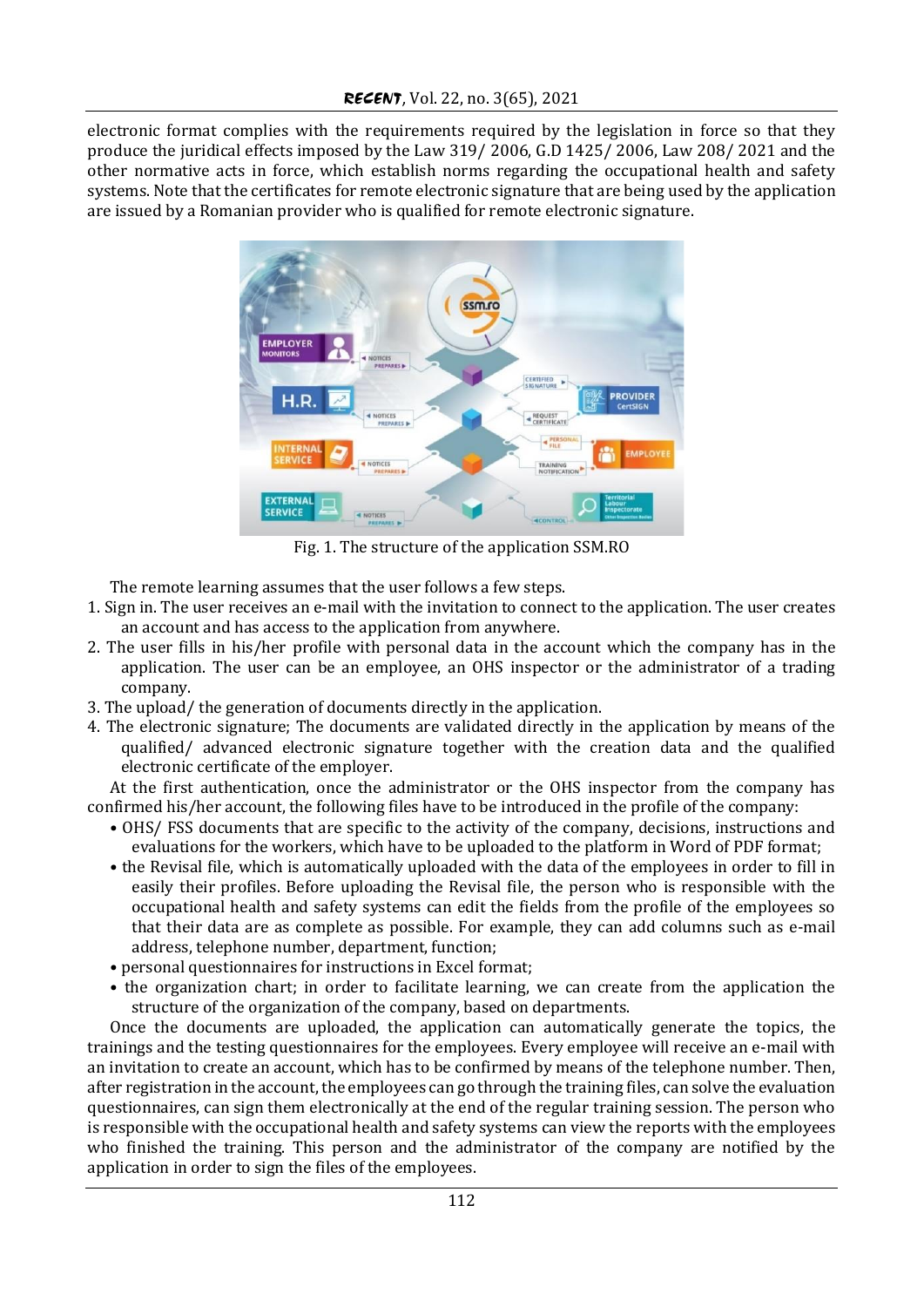electronic format complies with the requirements required by the legislation in force so that they produce the juridical effects imposed by the Law 319/ 2006, G.D 1425/ 2006, Law 208/ 2021 and the other normative acts in force, which establish norms regarding the occupational health and safety systems. Note that the certificates for remote electronic signature that are being used by the application are issued by a Romanian provider who is qualified for remote electronic signature.

Fig. 1. The structure of the application SSM.RO

The remote learning assumes that the user follows a few steps.

1. Sign in. The user receives an e-mail with the invitation to connect to the application. The user creates an account and has access to the application from anywhere.
2. The user fills in his/her profile with personal data in the account which the company has in the application. The user can be an employee, an OHS inspector or the administrator of a trading company.
3. The upload/ the generation of documents directly in the application.
4. The electronic signature; The documents are validated directly in the application by means of the qualified/ advanced electronic signature together with the creation data and the qualified electronic certificate of the employer.

At the first authentication, once the administrator or the OHS inspector from the company has confirmed his/her account, the following files have to be introduced in the profile of the company:

- OHS/ FSS documents that are specific to the activity of the company, decisions, instructions and evaluations for the workers, which have to be uploaded to the platform in Word of PDF format;
- the Revisal file, which is automatically uploaded with the data of the employees in order to fill in easily their profiles. Before uploading the Revisal file, the person who is responsible with the occupational health and safety systems can edit the fields from the profile of the employees so that their data are as complete as possible. For example, they can add columns such as e-mail address, telephone number, department, function;
- personal questionnaires for instructions in Excel format;
- the organization chart; in order to facilitate learning, we can create from the application the structure of the organization of the company, based on departments.

Once the documents are uploaded, the application can automatically generate the topics, the trainings and the testing questionnaires for the employees. Every employee will receive an e-mail with an invitation to create an account, which has to be confirmed by means of the telephone number. Then, after registration in the account, the employees can go through the training files, can solve the evaluation questionnaires, can sign them electronically at the end of the regular training session. The person who is responsible with the occupational health and safety systems can view the reports with the employees who finished the training. This person and the administrator of the company are notified by the application in order to sign the files of the employees.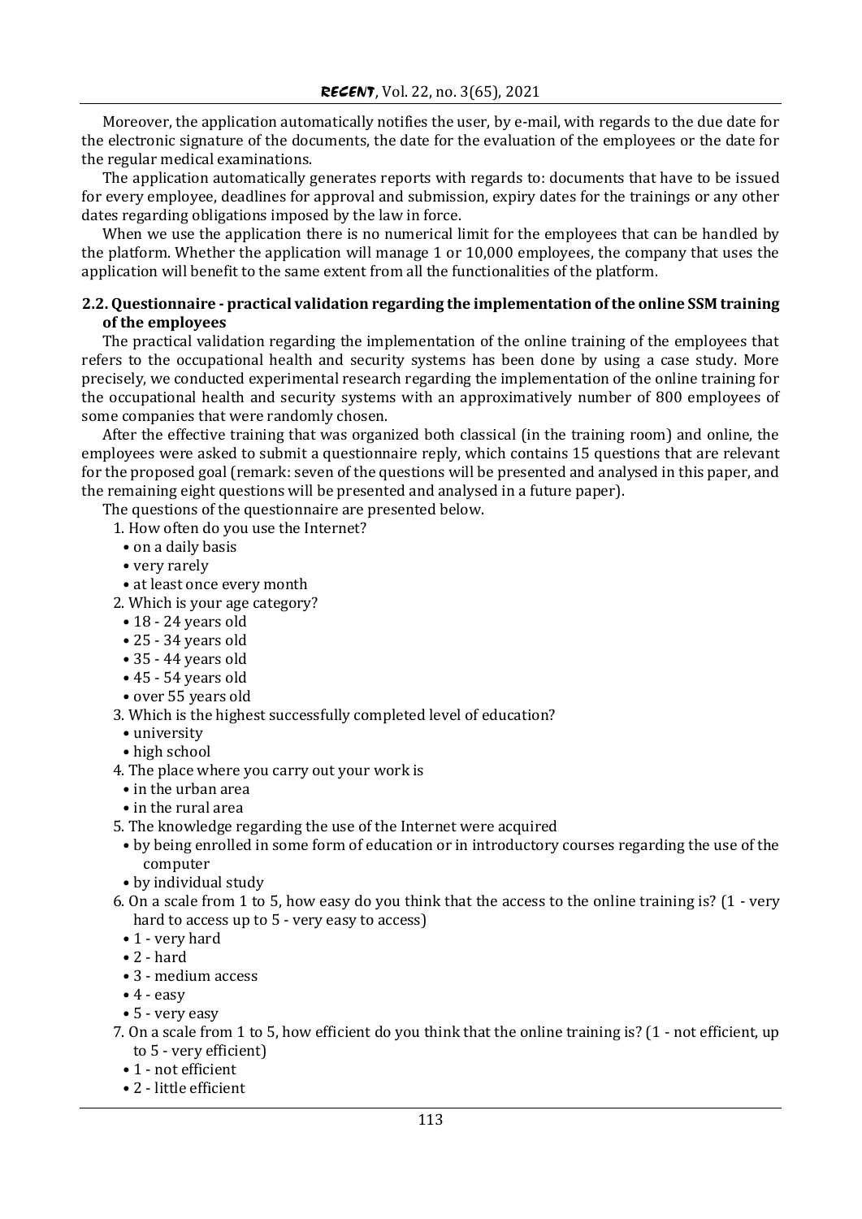Moreover, the application automatically notifies the user, by e-mail, with regards to the due date for the electronic signature of the documents, the date for the evaluation of the employees or the date for the regular medical examinations.

The application automatically generates reports with regards to: documents that have to be issued for every employee, deadlines for approval and submission, expiry dates for the trainings or any other dates regarding obligations imposed by the law in force.

When we use the application there is no numerical limit for the employees that can be handled by the platform. Whether the application will manage 1 or 10,000 employees, the company that uses the application will benefit to the same extent from all the functionalities of the platform.

### 2.2. Questionnaire - practical validation regarding the implementation of the online SSM training of the employees

The practical validation regarding the implementation of the online training of the employees that refers to the occupational health and security systems has been done by using a case study. More precisely, we conducted experimental research regarding the implementation of the online training for the occupational health and security systems with an approximatively number of 800 employees of some companies that were randomly chosen.

After the effective training that was organized both classical (in the training room) and online, the employees were asked to submit a questionnaire reply, which contains 15 questions that are relevant for the proposed goal (remark: seven of the questions will be presented and analysed in this paper, and the remaining eight questions will be presented and analysed in a future paper).

The questions of the questionnaire are presented below.

1. How often do you use the Internet?
   - on a daily basis
   - very rarely
   - at least once every month
2. Which is your age category?
   - 18 - 24 years old
   - 25 - 34 years old
   - 35 - 44 years old
   - 45 - 54 years old
   - over 55 years old
3. Which is the highest successfully completed level of education?
   - university
   - high school
4. The place where you carry out your work is
   - in the urban area
   - in the rural area
5. The knowledge regarding the use of the Internet were acquired
   - by being enrolled in some form of education or in introductory courses regarding the use of the computer
   - by individual study
6. On a scale from 1 to 5, how easy do you think that the access to the online training is? (1 - very hard to access up to 5 - very easy to access)
   - 1 - very hard
   - 2 - hard
   - 3 - medium access
   - 4 - easy
   - 5 - very easy
7. On a scale from 1 to 5, how efficient do you think that the online training is? (1 - not efficient, up to 5 - very efficient)
   - 1 - not efficient
   - 2 - little efficient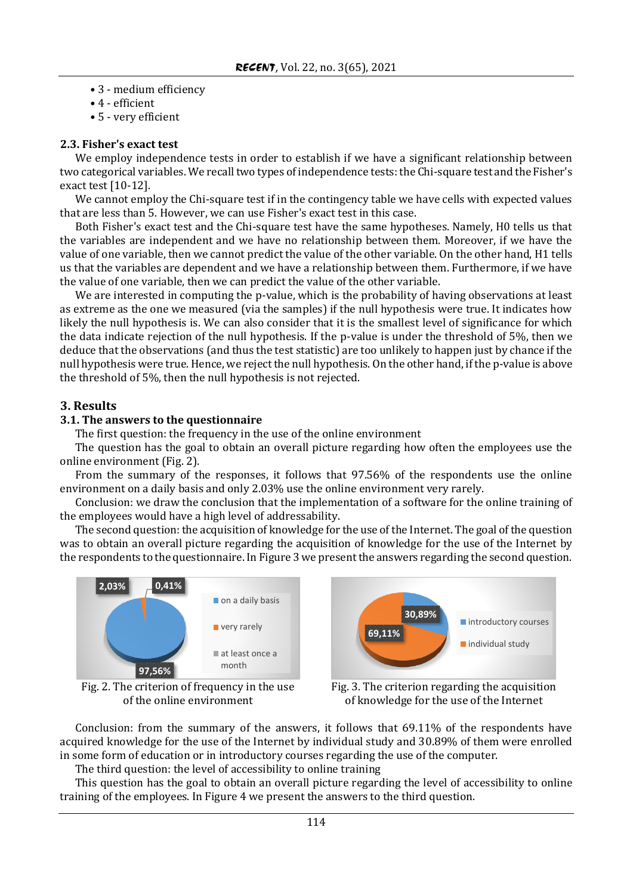- 3 - medium efficiency
- 4 - efficient
- 5 - very efficient

### 2.3. Fisher's exact test

We employ independence tests in order to establish if we have a significant relationship between two categorical variables. We recall two types of independence tests: the Chi-square test and the Fisher's exact test [10-12].

We cannot employ the Chi-square test if in the contingency table we have cells with expected values that are less than 5. However, we can use Fisher's exact test in this case.

Both Fisher's exact test and the Chi-square test have the same hypotheses. Namely, H0 tells us that the variables are independent and we have no relationship between them. Moreover, if we have the value of one variable, then we cannot predict the value of the other variable. On the other hand, H1 tells us that the variables are dependent and we have a relationship between them. Furthermore, if we have the value of one variable, then we can predict the value of the other variable.

We are interested in computing the p-value, which is the probability of having observations at least as extreme as the one we measured (via the samples) if the null hypothesis were true. It indicates how likely the null hypothesis is. We can also consider that it is the smallest level of significance for which the data indicate rejection of the null hypothesis. If the p-value is under the threshold of 5%, then we deduce that the observations (and thus the test statistic) are too unlikely to happen just by chance if the null hypothesis were true. Hence, we reject the null hypothesis. On the other hand, if the p-value is above the threshold of 5%, then the null hypothesis is not rejected.

## 3. Results

### 3.1. The answers to the questionnaire

The first question: the frequency in the use of the online environment

The question has the goal to obtain an overall picture regarding how often the employees use the online environment (Fig. 2).

From the summary of the responses, it follows that 97.56% of the respondents use the online environment on a daily basis and only 2.03% use the online environment very rarely.

Conclusion: we draw the conclusion that the implementation of a software for the online training of the employees would have a high level of addressability.

The second question: the acquisition of knowledge for the use of the Internet. The goal of the question was to obtain an overall picture regarding the acquisition of knowledge for the use of the Internet by the respondents to the questionnaire. In Figure 3 we present the answers regarding the second question.

Fig. 2. The criterion of frequency in the use of the online environment

Fig. 3. The criterion regarding the acquisition of knowledge for the use of the Internet

Conclusion: from the summary of the answers, it follows that 69.11% of the respondents have acquired knowledge for the use of the Internet by individual study and 30.89% of them were enrolled in some form of education or in introductory courses regarding the use of the computer.

The third question: the level of accessibility to online training

This question has the goal to obtain an overall picture regarding the level of accessibility to online training of the employees. In Figure 4 we present the answers to the third question.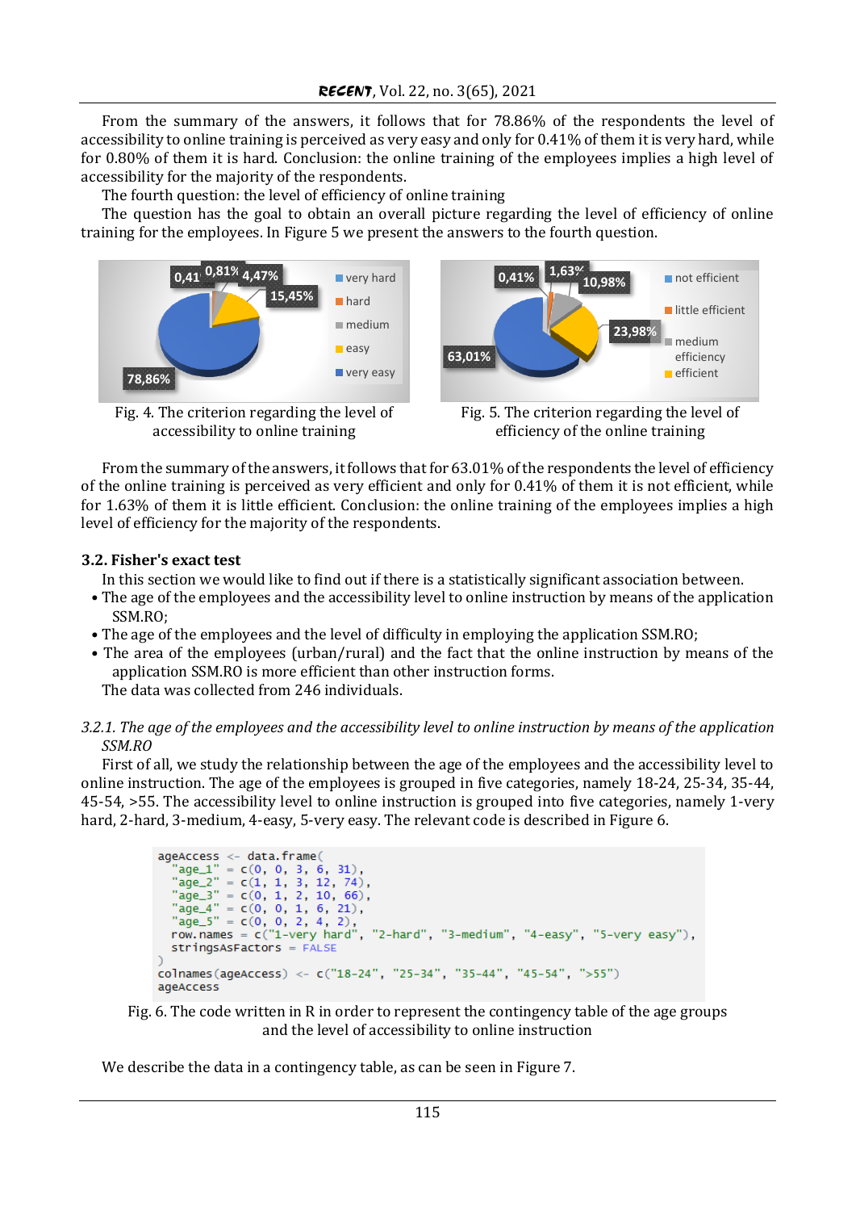From the summary of the answers, it follows that for 78.86% of the respondents the level of accessibility to online training is perceived as very easy and only for 0.41% of them it is very hard, while for 0.80% of them it is hard. Conclusion: the online training of the employees implies a high level of accessibility for the majority of the respondents.

The fourth question: the level of efficiency of online training

The question has the goal to obtain an overall picture regarding the level of efficiency of online training for the employees. In Figure 5 we present the answers to the fourth question.

Fig. 4. The criterion regarding the level of accessibility to online training

Fig. 5. The criterion regarding the level of efficiency of the online training

From the summary of the answers, it follows that for 63.01% of the respondents the level of efficiency of the online training is perceived as very efficient and only for 0.41% of them it is not efficient, while for 1.63% of them it is little efficient. Conclusion: the online training of the employees implies a high level of efficiency for the majority of the respondents.

### 3.2. Fisher's exact test

In this section we would like to find out if there is a statistically significant association between.

- The age of the employees and the accessibility level to online instruction by means of the application SSM.RO;
- The age of the employees and the level of difficulty in employing the application SSM.RO;
- The area of the employees (urban/rural) and the fact that the online instruction by means of the application SSM.RO is more efficient than other instruction forms.

The data was collected from 246 individuals.

#### *3.2.1. The age of the employees and the accessibility level to online instruction by means of the application SSM.RO*

First of all, we study the relationship between the age of the employees and the accessibility level to online instruction. The age of the employees is grouped in five categories, namely 18-24, 25-34, 35-44, 45-54, >55. The accessibility level to online instruction is grouped into five categories, namely 1-very hard, 2-hard, 3-medium, 4-easy, 5-very easy. The relevant code is described in Figure 6.

```
ageAccess <- data.frame(
  "age_1" = c(0, 0, 3, 6, 31),
  "age_2" = c(1, 1, 3, 12, 74),
  "age_3" = c(0, 1, 2, 10, 66),
  "age_4" = c(0, 0, 1, 6, 21),
  "age_5" = c(0, 0, 2, 4, 2),
  row.names = c("1-very hard", "2-hard", "3-medium", "4-easy", "5-very easy"),
  stringsAsFactors = FALSE
)
colnames(ageAccess) <- c("18-24", "25-34", "35-44", "45-54", ">55")
ageAccess
```

Fig. 6. The code written in R in order to represent the contingency table of the age groups and the level of accessibility to online instruction

We describe the data in a contingency table, as can be seen in Figure 7.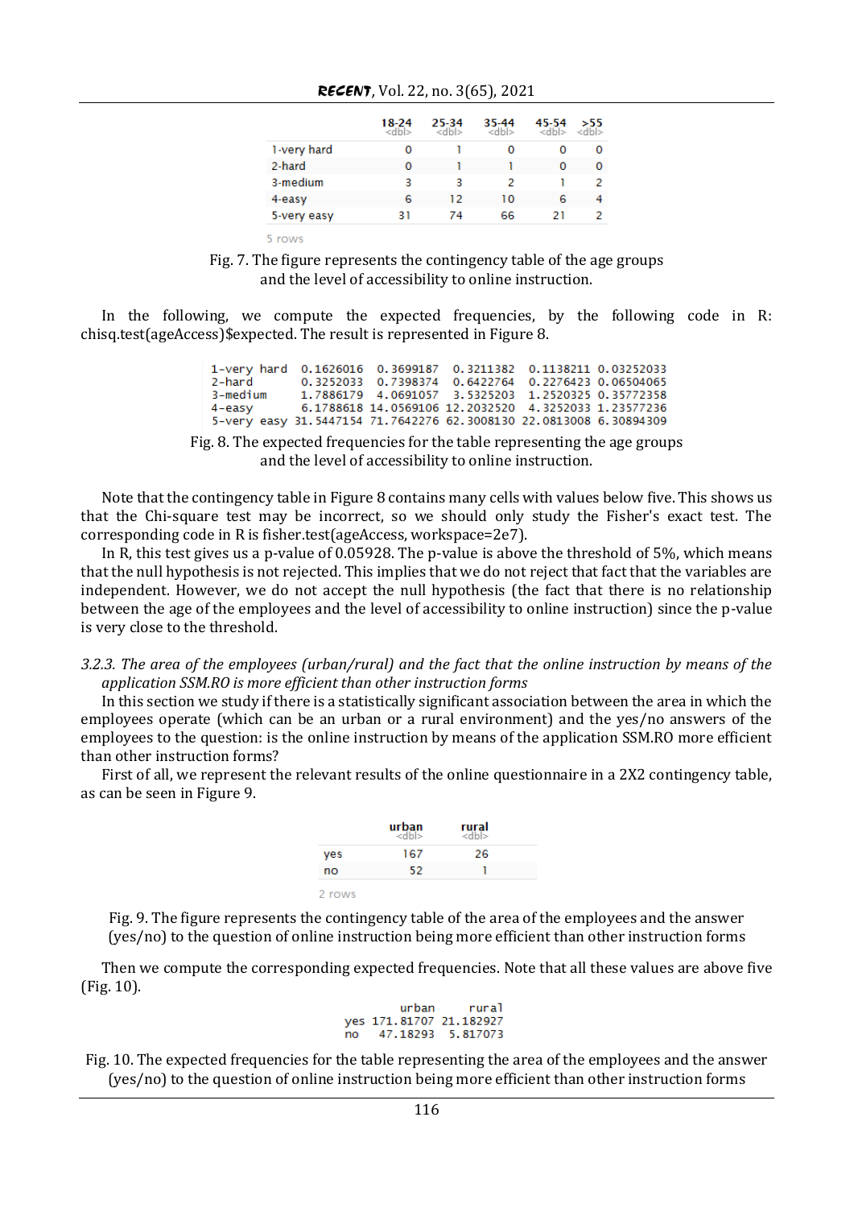|  | 18-24 <dbl> | 25-34 <dbl> | 35-44 <dbl> | 45-54 <dbl> | >55 <dbl> |
|---|---|---|---|---|---|
| 1-very hard | 0 | 1 | 0 | 0 | 0 |
| 2-hard | 0 | 1 | 1 | 0 | 0 |
| 3-medium | 3 | 3 | 2 | 1 | 2 |
| 4-easy | 6 | 12 | 10 | 6 | 4 |
| 5-very easy | 31 | 74 | 66 | 21 | 2 |

5 rows

Fig. 7. The figure represents the contingency table of the age groups and the level of accessibility to online instruction.

In the following, we compute the expected frequencies, by the following code in R: chisq.test(ageAccess)$expected. The result is represented in Figure 8.

```
1-very hard  0.1626016  0.3699187  0.3211382  0.1138211 0.03252033
2-hard       0.3252033  0.7398374  0.6422764  0.2276423 0.06504065
3-medium     1.7886179  4.0691057  3.5325203  1.2520325 0.35772358
4-easy       6.1788618 14.0569106 12.2032520  4.3252033 1.23577236
5-very easy 31.5447154 71.7642276 62.3008130 22.0813008 6.30894309
```

Fig. 8. The expected frequencies for the table representing the age groups and the level of accessibility to online instruction.

Note that the contingency table in Figure 8 contains many cells with values below five. This shows us that the Chi-square test may be incorrect, so we should only study the Fisher's exact test. The corresponding code in R is fisher.test(ageAccess, workspace=2e7).

In R, this test gives us a p-value of 0.05928. The p-value is above the threshold of 5%, which means that the null hypothesis is not rejected. This implies that we do not reject that fact that the variables are independent. However, we do not accept the null hypothesis (the fact that there is no relationship between the age of the employees and the level of accessibility to online instruction) since the p-value is very close to the threshold.

### *3.2.3. The area of the employees (urban/rural) and the fact that the online instruction by means of the application SSM.RO is more efficient than other instruction forms*

In this section we study if there is a statistically significant association between the area in which the employees operate (which can be an urban or a rural environment) and the yes/no answers of the employees to the question: is the online instruction by means of the application SSM.RO more efficient than other instruction forms?

First of all, we represent the relevant results of the online questionnaire in a 2X2 contingency table, as can be seen in Figure 9.

|  | urban <dbl> | rural <dbl> |
|---|---|---|
| yes | 167 | 26 |
| no | 52 | 1 |

2 rows

Fig. 9. The figure represents the contingency table of the area of the employees and the answer (yes/no) to the question of online instruction being more efficient than other instruction forms

Then we compute the corresponding expected frequencies. Note that all these values are above five (Fig. 10).

```
        urban     rural
yes 171.81707 21.182927
no   47.18293  5.817073
```

Fig. 10. The expected frequencies for the table representing the area of the employees and the answer (yes/no) to the question of online instruction being more efficient than other instruction forms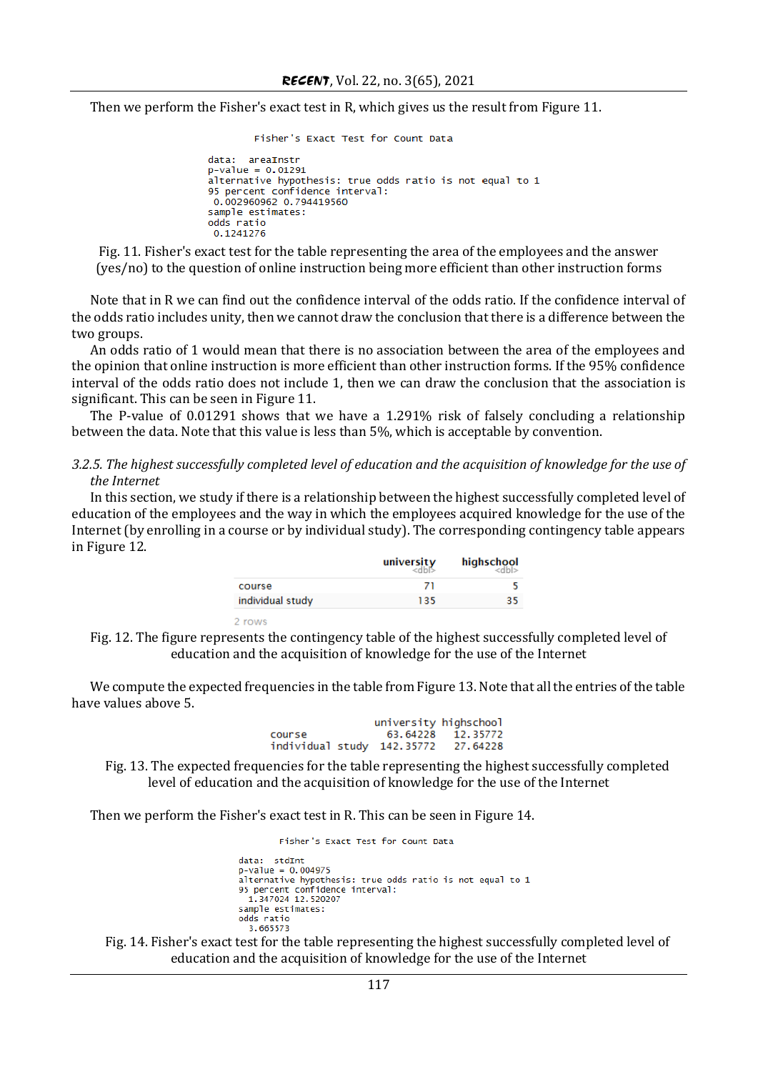Then we perform the Fisher's exact test in R, which gives us the result from Figure 11.

```
        Fisher's Exact Test for Count Data

data:  areaInstr
p-value = 0.01291
alternative hypothesis: true odds ratio is not equal to 1
95 percent confidence interval:
 0.002960962 0.794419560
sample estimates:
odds ratio
 0.1241276
```

Fig. 11. Fisher's exact test for the table representing the area of the employees and the answer (yes/no) to the question of online instruction being more efficient than other instruction forms

Note that in R we can find out the confidence interval of the odds ratio. If the confidence interval of the odds ratio includes unity, then we cannot draw the conclusion that there is a difference between the two groups.

An odds ratio of 1 would mean that there is no association between the area of the employees and the opinion that online instruction is more efficient than other instruction forms. If the 95% confidence interval of the odds ratio does not include 1, then we can draw the conclusion that the association is significant. This can be seen in Figure 11.

The P-value of 0.01291 shows that we have a 1.291% risk of falsely concluding a relationship between the data. Note that this value is less than 5%, which is acceptable by convention.

*3.2.5. The highest successfully completed level of education and the acquisition of knowledge for the use of the Internet*

In this section, we study if there is a relationship between the highest successfully completed level of education of the employees and the way in which the employees acquired knowledge for the use of the Internet (by enrolling in a course or by individual study). The corresponding contingency table appears in Figure 12.

| | university <dbl> | highschool <dbl> |
|---|---|---|
| course | 71 | 5 |
| individual study | 135 | 35 |

2 rows

Fig. 12. The figure represents the contingency table of the highest successfully completed level of education and the acquisition of knowledge for the use of the Internet

We compute the expected frequencies in the table from Figure 13. Note that all the entries of the table have values above 5.

```
                 university highschool
course             63.64228   12.35772
individual study  142.35772   27.64228
```

Fig. 13. The expected frequencies for the table representing the highest successfully completed level of education and the acquisition of knowledge for the use of the Internet

Then we perform the Fisher's exact test in R. This can be seen in Figure 14.

```
        Fisher's Exact Test for Count Data

data:  stdInt
p-value = 0.004975
alternative hypothesis: true odds ratio is not equal to 1
95 percent confidence interval:
  1.347024 12.520207
sample estimates:
odds ratio
  3.665573
```

Fig. 14. Fisher's exact test for the table representing the highest successfully completed level of education and the acquisition of knowledge for the use of the Internet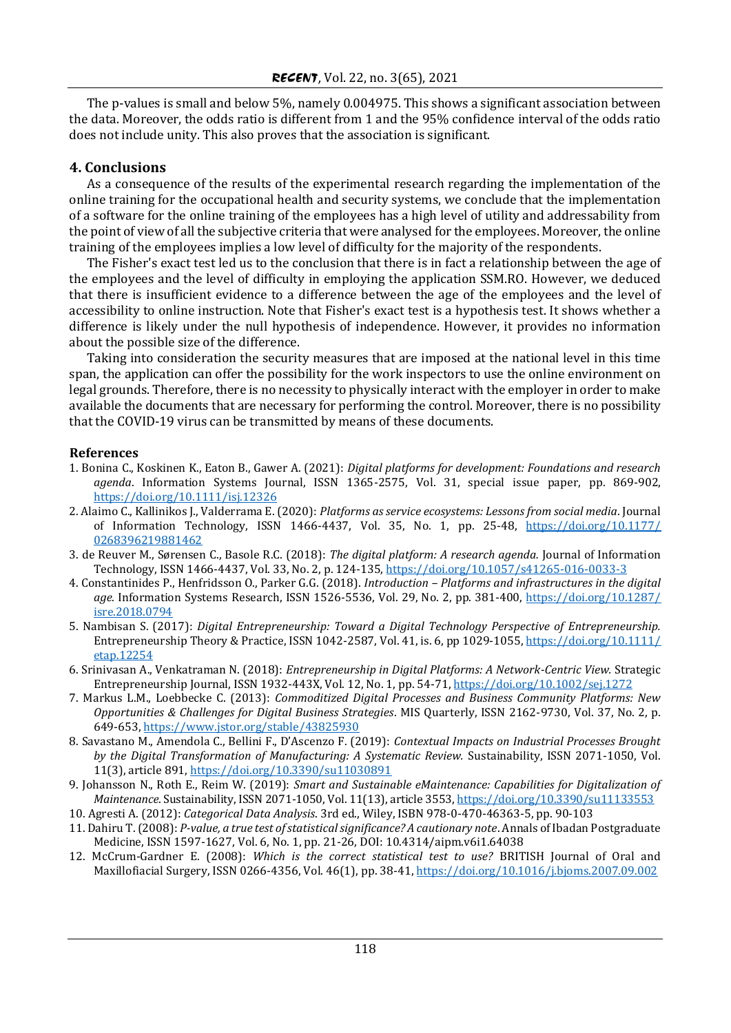The p-values is small and below 5%, namely 0.004975. This shows a significant association between the data. Moreover, the odds ratio is different from 1 and the 95% confidence interval of the odds ratio does not include unity. This also proves that the association is significant.

## 4. Conclusions

As a consequence of the results of the experimental research regarding the implementation of the online training for the occupational health and security systems, we conclude that the implementation of a software for the online training of the employees has a high level of utility and addressability from the point of view of all the subjective criteria that were analysed for the employees. Moreover, the online training of the employees implies a low level of difficulty for the majority of the respondents.

The Fisher's exact test led us to the conclusion that there is in fact a relationship between the age of the employees and the level of difficulty in employing the application SSM.RO. However, we deduced that there is insufficient evidence to a difference between the age of the employees and the level of accessibility to online instruction. Note that Fisher's exact test is a hypothesis test. It shows whether a difference is likely under the null hypothesis of independence. However, it provides no information about the possible size of the difference.

Taking into consideration the security measures that are imposed at the national level in this time span, the application can offer the possibility for the work inspectors to use the online environment on legal grounds. Therefore, there is no necessity to physically interact with the employer in order to make available the documents that are necessary for performing the control. Moreover, there is no possibility that the COVID-19 virus can be transmitted by means of these documents.

## References

1. Bonina C., Koskinen K., Eaton B., Gawer A. (2021): *Digital platforms for development: Foundations and research agenda*. Information Systems Journal, ISSN 1365-2575, Vol. 31, special issue paper, pp. 869-902, https://doi.org/10.1111/isj.12326
2. Alaimo C., Kallinikos J., Valderrama E. (2020): *Platforms as service ecosystems: Lessons from social media*. Journal of Information Technology, ISSN 1466-4437, Vol. 35, No. 1, pp. 25-48, https://doi.org/10.1177/0268396219881462
3. de Reuver M., Sørensen C., Basole R.C. (2018): *The digital platform: A research agenda.* Journal of Information Technology, ISSN 1466-4437, Vol. 33, No. 2, p. 124-135, https://doi.org/10.1057/s41265-016-0033-3
4. Constantinides P., Henfridsson O., Parker G.G. (2018). *Introduction – Platforms and infrastructures in the digital age.* Information Systems Research, ISSN 1526-5536, Vol. 29, No. 2, pp. 381-400, https://doi.org/10.1287/isre.2018.0794
5. Nambisan S. (2017): *Digital Entrepreneurship: Toward a Digital Technology Perspective of Entrepreneurship.* Entrepreneurship Theory & Practice, ISSN 1042-2587, Vol. 41, is. 6, pp 1029-1055, https://doi.org/10.1111/etap.12254
6. Srinivasan A., Venkatraman N. (2018): *Entrepreneurship in Digital Platforms: A Network-Centric View.* Strategic Entrepreneurship Journal, ISSN 1932-443X, Vol. 12, No. 1, pp. 54-71, https://doi.org/10.1002/sej.1272
7. Markus L.M., Loebbecke C. (2013): *Commoditized Digital Processes and Business Community Platforms: New Opportunities & Challenges for Digital Business Strategies*. MIS Quarterly, ISSN 2162-9730, Vol. 37, No. 2, p. 649-653, https://www.jstor.org/stable/43825930
8. Savastano M., Amendola C., Bellini F., D'Ascenzo F. (2019): *Contextual Impacts on Industrial Processes Brought by the Digital Transformation of Manufacturing: A Systematic Review.* Sustainability, ISSN 2071-1050, Vol. 11(3), article 891, https://doi.org/10.3390/su11030891
9. Johansson N., Roth E., Reim W. (2019): *Smart and Sustainable eMaintenance: Capabilities for Digitalization of Maintenance*. Sustainability, ISSN 2071-1050, Vol. 11(13), article 3553, https://doi.org/10.3390/su11133553
10. Agresti A. (2012): *Categorical Data Analysis*. 3rd ed., Wiley, ISBN 978-0-470-46363-5, pp. 90-103
11. Dahiru T. (2008): *P-value, a true test of statistical significance? A cautionary note*. Annals of Ibadan Postgraduate Medicine, ISSN 1597-1627, Vol. 6, No. 1, pp. 21-26, DOI: 10.4314/aipm.v6i1.64038
12. McCrum-Gardner E. (2008): *Which is the correct statistical test to use?* BRITISH Journal of Oral and Maxillofiacial Surgery, ISSN 0266-4356, Vol. 46(1), pp. 38-41, https://doi.org/10.1016/j.bjoms.2007.09.002